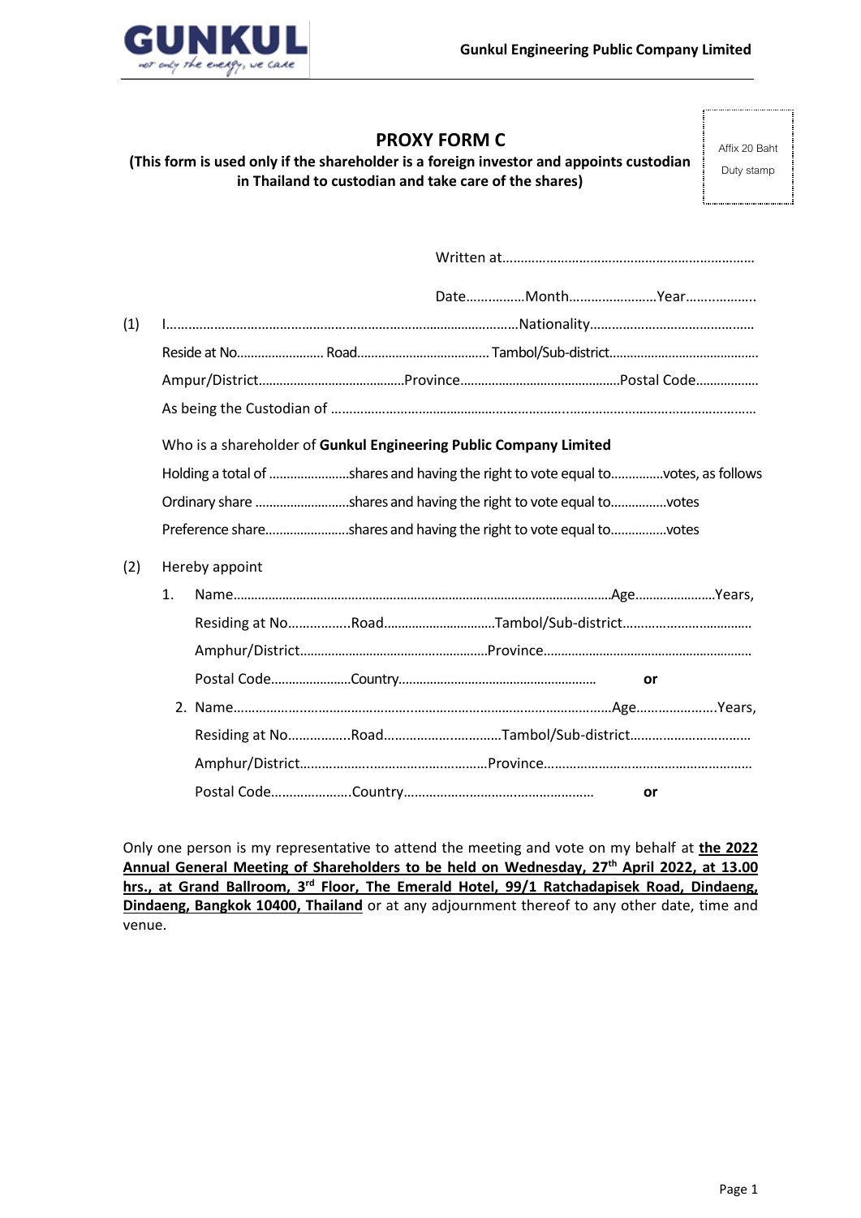# PROXY FORM C

**(This form is used only if the shareholder is a foreign investor and appoints custodian in Thailand to custodian and take care of the shares)**

Affix 20 Baht Duty stamp

Written at……………………………………………………………

Date…………….Month……………………Year………………..

(1) I………………………………………………………………………………………Nationality………………………………………

Reside at No……………………. Road………………………………. Tambol/Sub-district……………………………………

Ampur/District……………………………………Province………………………………………Postal Code………………

As being the Custodian of ……………………………………………………………………………………………………………

Who is a shareholder of **Gunkul Engineering Public Company Limited**

Holding a total of …………………..shares and having the right to vote equal to…………..votes, as follows

Ordinary share ………………………shares and having the right to vote equal to……………votes

Preference share……………………shares and having the right to vote equal to……………votes

(2) Hereby appoint

1. Name………………………………………………………………………………………………Age…………………..Years,

   Residing at No……………..Road……………………………Tambol/Sub-district………………………………

   Amphur/District………………………………………………Province……………………………………………………

   Postal Code…………………..Country…………………………………………………  **or**

2. Name…………………………………………………………………………………………Age………………….Years,

   Residing at No……………..Road…………………………….Tambol/Sub-district……………………………

   Amphur/District…………………………………………….Province…………………………………………………

   Postal Code…………………..Country……………………………………………  **or**

Only one person is my representative to attend the meeting and vote on my behalf at **the 2022 Annual General Meeting of Shareholders to be held on Wednesday, 27th April 2022, at 13.00 hrs., at Grand Ballroom, 3rd Floor, The Emerald Hotel, 99/1 Ratchadapisek Road, Dindaeng, Dindaeng, Bangkok 10400, Thailand** or at any adjournment thereof to any other date, time and venue.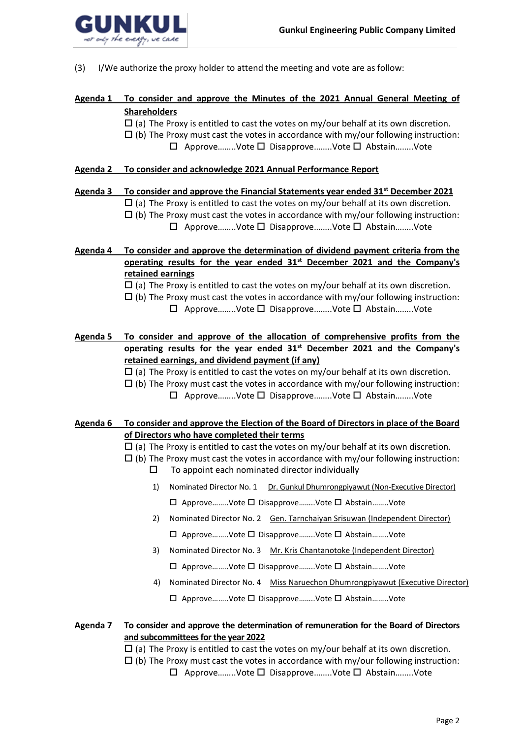(3) I/We authorize the proxy holder to attend the meeting and vote are as follow:

**Agenda 1** **<u>To consider and approve the Minutes of the 2021 Annual General Meeting of Shareholders</u>**

☐ (a) The Proxy is entitled to cast the votes on my/our behalf at its own discretion.
☐ (b) The Proxy must cast the votes in accordance with my/our following instruction:
☐ Approve……..Vote ☐ Disapprove……..Vote ☐ Abstain……..Vote

**Agenda 2** **<u>To consider and acknowledge 2021 Annual Performance Report</u>**

**Agenda 3** **<u>To consider and approve the Financial Statements year ended 31st December 2021</u>**

☐ (a) The Proxy is entitled to cast the votes on my/our behalf at its own discretion.
☐ (b) The Proxy must cast the votes in accordance with my/our following instruction:
☐ Approve……..Vote ☐ Disapprove……..Vote ☐ Abstain……..Vote

**Agenda 4** **<u>To consider and approve the determination of dividend payment criteria from the operating results for the year ended 31st December 2021 and the Company's retained earnings</u>**

☐ (a) The Proxy is entitled to cast the votes on my/our behalf at its own discretion.
☐ (b) The Proxy must cast the votes in accordance with my/our following instruction:
☐ Approve……..Vote ☐ Disapprove……..Vote ☐ Abstain……..Vote

**Agenda 5** **<u>To consider and approve of the allocation of comprehensive profits from the operating results for the year ended 31st December 2021 and the Company's retained earnings, and dividend payment (if any)</u>**

☐ (a) The Proxy is entitled to cast the votes on my/our behalf at its own discretion.
☐ (b) The Proxy must cast the votes in accordance with my/our following instruction:
☐ Approve……..Vote ☐ Disapprove……..Vote ☐ Abstain……..Vote

**Agenda 6** **<u>To consider and approve the Election of the Board of Directors in place of the Board of Directors who have completed their terms</u>**

☐ (a) The Proxy is entitled to cast the votes on my/our behalf at its own discretion.
☐ (b) The Proxy must cast the votes in accordance with my/our following instruction:
☐ To appoint each nominated director individually

1) Nominated Director No. 1 <u>Dr. Gunkul Dhumrongpiyawut (Non-Executive Director)</u>

☐ Approve……..Vote ☐ Disapprove……..Vote ☐ Abstain……..Vote

2) Nominated Director No. 2 <u>Gen. Tarnchaiyan Srisuwan (Independent Director)</u>

☐ Approve……..Vote ☐ Disapprove……..Vote ☐ Abstain……..Vote

3) Nominated Director No. 3 <u>Mr. Kris Chantanotoke (Independent Director)</u>

☐ Approve……..Vote ☐ Disapprove……..Vote ☐ Abstain……..Vote

4) Nominated Director No. 4 <u>Miss Naruechon Dhumrongpiyawut (Executive Director)</u>

☐ Approve……..Vote ☐ Disapprove……..Vote ☐ Abstain……..Vote

**Agenda 7** **<u>To consider and approve the determination of remuneration for the Board of Directors and subcommittees for the year 2022</u>**

☐ (a) The Proxy is entitled to cast the votes on my/our behalf at its own discretion.
☐ (b) The Proxy must cast the votes in accordance with my/our following instruction:
☐ Approve……..Vote ☐ Disapprove……..Vote ☐ Abstain……..Vote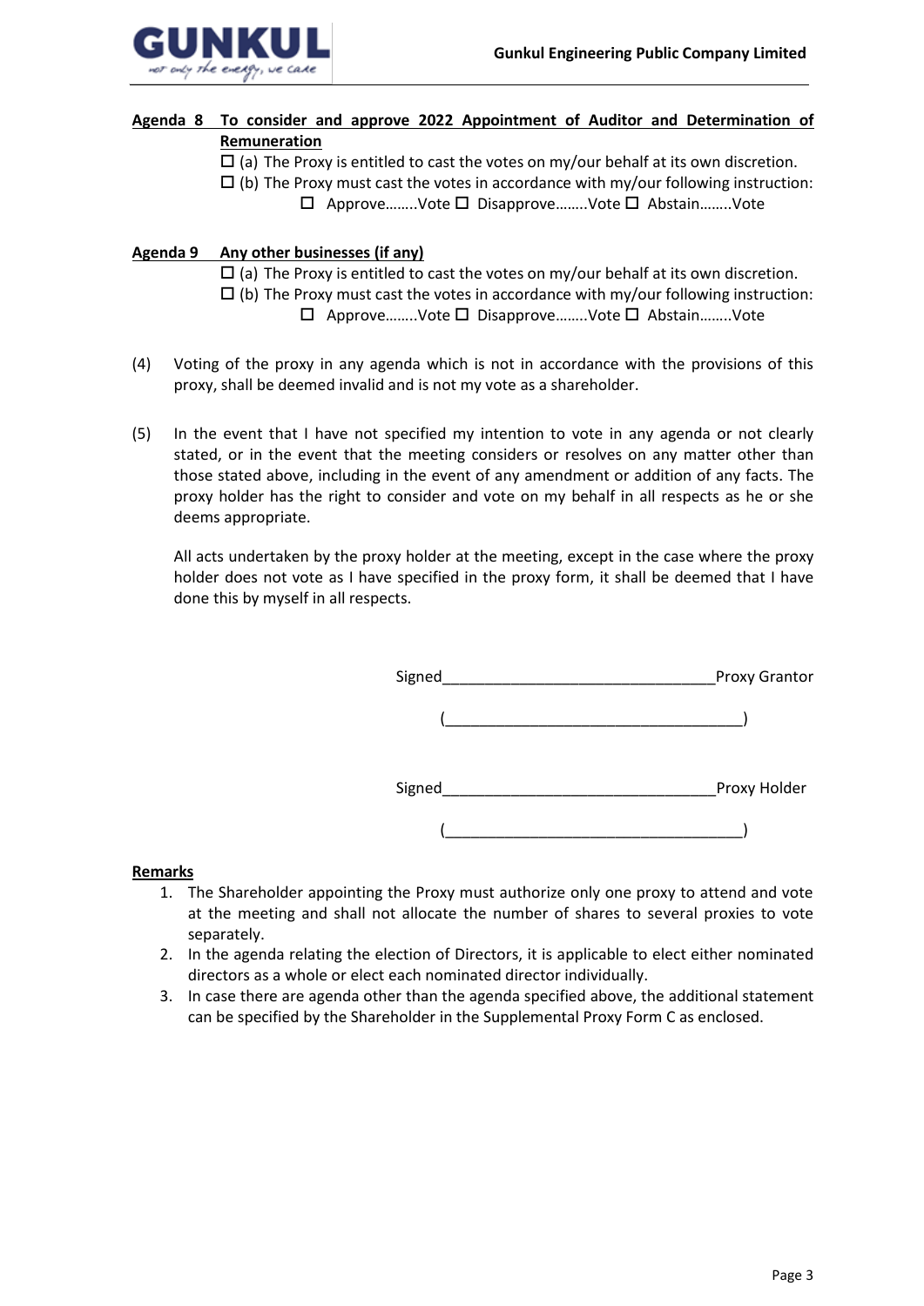**Agenda 8 To consider and approve 2022 Appointment of Auditor and Determination of Remuneration**

☐ (a) The Proxy is entitled to cast the votes on my/our behalf at its own discretion.
☐ (b) The Proxy must cast the votes in accordance with my/our following instruction:
☐ Approve……..Vote ☐ Disapprove……..Vote ☐ Abstain……..Vote

**Agenda 9 Any other businesses (if any)**

☐ (a) The Proxy is entitled to cast the votes on my/our behalf at its own discretion.
☐ (b) The Proxy must cast the votes in accordance with my/our following instruction:
☐ Approve……..Vote ☐ Disapprove……..Vote ☐ Abstain……..Vote

(4) Voting of the proxy in any agenda which is not in accordance with the provisions of this proxy, shall be deemed invalid and is not my vote as a shareholder.

(5) In the event that I have not specified my intention to vote in any agenda or not clearly stated, or in the event that the meeting considers or resolves on any matter other than those stated above, including in the event of any amendment or addition of any facts. The proxy holder has the right to consider and vote on my behalf in all respects as he or she deems appropriate.

All acts undertaken by the proxy holder at the meeting, except in the case where the proxy holder does not vote as I have specified in the proxy form, it shall be deemed that I have done this by myself in all respects.

Signed________________________________Proxy Grantor

(___________________________________)

Signed________________________________Proxy Holder

(___________________________________)

**Remarks**

1. The Shareholder appointing the Proxy must authorize only one proxy to attend and vote at the meeting and shall not allocate the number of shares to several proxies to vote separately.
2. In the agenda relating the election of Directors, it is applicable to elect either nominated directors as a whole or elect each nominated director individually.
3. In case there are agenda other than the agenda specified above, the additional statement can be specified by the Shareholder in the Supplemental Proxy Form C as enclosed.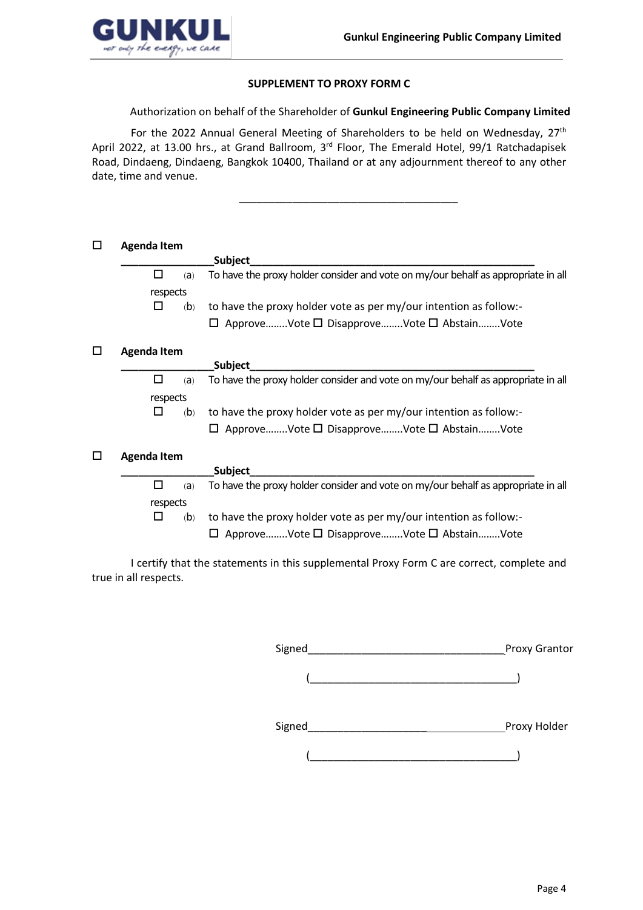**SUPPLEMENT TO PROXY FORM C**

Authorization on behalf of the Shareholder of **Gunkul Engineering Public Company Limited**

For the 2022 Annual General Meeting of Shareholders to be held on Wednesday, 27th April 2022, at 13.00 hrs., at Grand Ballroom, 3rd Floor, The Emerald Hotel, 99/1 Ratchadapisek Road, Dindaeng, Dindaeng, Bangkok 10400, Thailand or at any adjournment thereof to any other date, time and venue.

\_\_\_\_\_\_\_\_\_\_\_\_\_\_\_\_\_\_\_\_\_\_\_\_\_\_\_\_\_\_\_\_\_\_\_\_\_\_\_

☐ **Agenda Item \_\_\_\_\_\_\_\_\_\_\_\_\_\_\_\_Subject\_\_\_\_\_\_\_\_\_\_\_\_\_\_\_\_\_\_\_\_\_\_\_\_\_\_\_\_\_\_\_\_\_\_\_\_\_\_\_\_\_\_\_\_\_\_\_\_**

☐ (a) To have the proxy holder consider and vote on my/our behalf as appropriate in all respects

☐ (b) to have the proxy holder vote as per my/our intention as follow:-

☐ Approve........Vote ☐ Disapprove........Vote ☐ Abstain........Vote

☐ **Agenda Item \_\_\_\_\_\_\_\_\_\_\_\_\_\_\_\_Subject\_\_\_\_\_\_\_\_\_\_\_\_\_\_\_\_\_\_\_\_\_\_\_\_\_\_\_\_\_\_\_\_\_\_\_\_\_\_\_\_\_\_\_\_\_\_\_\_**

☐ (a) To have the proxy holder consider and vote on my/our behalf as appropriate in all respects

☐ (b) to have the proxy holder vote as per my/our intention as follow:-

☐ Approve........Vote ☐ Disapprove........Vote ☐ Abstain........Vote

☐ **Agenda Item \_\_\_\_\_\_\_\_\_\_\_\_\_\_\_\_Subject\_\_\_\_\_\_\_\_\_\_\_\_\_\_\_\_\_\_\_\_\_\_\_\_\_\_\_\_\_\_\_\_\_\_\_\_\_\_\_\_\_\_\_\_\_\_\_\_**

☐ (a) To have the proxy holder consider and vote on my/our behalf as appropriate in all respects

☐ (b) to have the proxy holder vote as per my/our intention as follow:-

☐ Approve........Vote ☐ Disapprove........Vote ☐ Abstain........Vote

I certify that the statements in this supplemental Proxy Form C are correct, complete and true in all respects.

Signed\_\_\_\_\_\_\_\_\_\_\_\_\_\_\_\_\_\_\_\_\_\_\_\_\_\_\_\_\_\_\_\_\_\_Proxy Grantor

(\_\_\_\_\_\_\_\_\_\_\_\_\_\_\_\_\_\_\_\_\_\_\_\_\_\_\_\_\_\_\_\_\_\_\_\_)

Signed\_\_\_\_\_\_\_\_\_\_\_\_\_\_\_\_\_\_\_\_\_\_\_\_\_\_\_\_\_\_\_\_\_\_Proxy Holder

(\_\_\_\_\_\_\_\_\_\_\_\_\_\_\_\_\_\_\_\_\_\_\_\_\_\_\_\_\_\_\_\_\_\_\_\_)